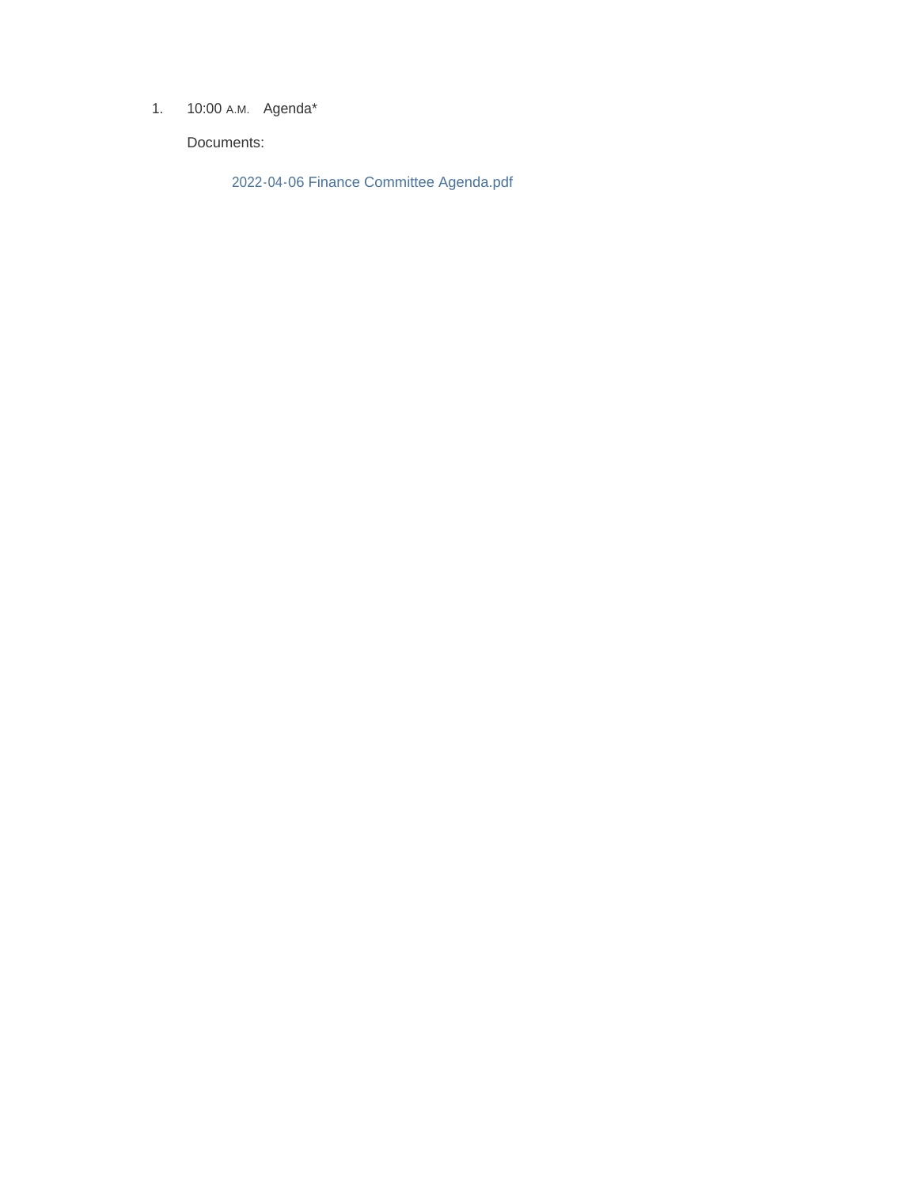1. 10:00 A.M. Agenda*

   Documents:

   2022-04-06 Finance Committee Agenda.pdf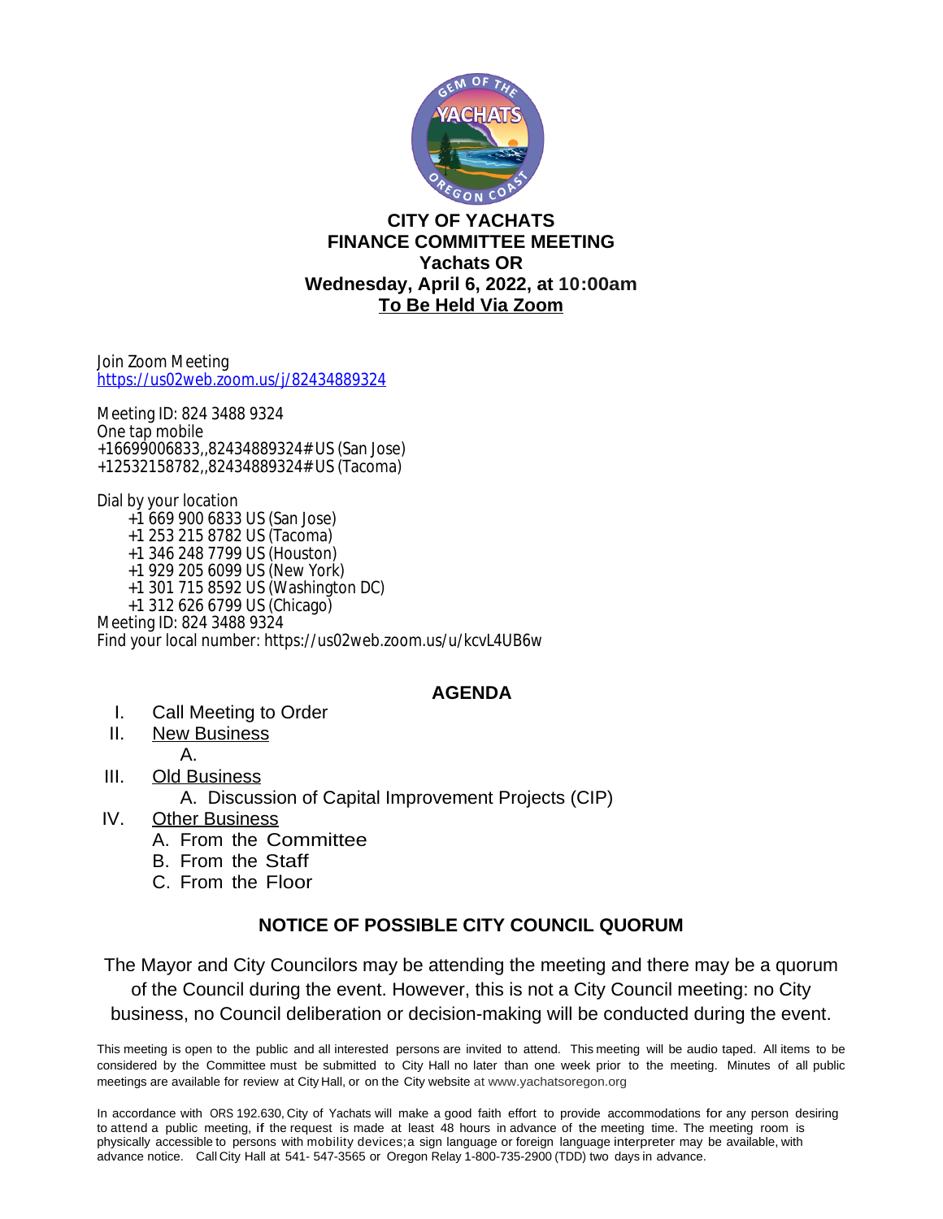# CITY OF YACHATS
## FINANCE COMMITTEE MEETING
### Yachats OR
### Wednesday, April 6, 2022, at 10:00am
### To Be Held Via Zoom

Join Zoom Meeting
https://us02web.zoom.us/j/82434889324

Meeting ID: 824 3488 9324
One tap mobile
+16699006833,,82434889324# US (San Jose)
+12532158782,,82434889324# US (Tacoma)

Dial by your location
- +1 669 900 6833 US (San Jose)
- +1 253 215 8782 US (Tacoma)
- +1 346 248 7799 US (Houston)
- +1 929 205 6099 US (New York)
- +1 301 715 8592 US (Washington DC)
- +1 312 626 6799 US (Chicago)

Meeting ID: 824 3488 9324
Find your local number: https://us02web.zoom.us/u/kcvL4UB6w

## AGENDA

I. Call Meeting to Order

II. New Business
   - A.

III. Old Business
   - A. Discussion of Capital Improvement Projects (CIP)

IV. Other Business
   - A. From the Committee
   - B. From the Staff
   - C. From the Floor

## NOTICE OF POSSIBLE CITY COUNCIL QUORUM

The Mayor and City Councilors may be attending the meeting and there may be a quorum of the Council during the event. However, this is not a City Council meeting: no City business, no Council deliberation or decision-making will be conducted during the event.

This meeting is open to the public and all interested persons are invited to attend. This meeting will be audio taped. All items to be considered by the Committee must be submitted to City Hall no later than one week prior to the meeting. Minutes of all public meetings are available for review at City Hall, or on the City website at www.yachatsoregon.org

In accordance with ORS 192.630, City of Yachats will make a good faith effort to provide accommodations for any person desiring to attend a public meeting, if the request is made at least 48 hours in advance of the meeting time. The meeting room is physically accessible to persons with mobility devices; a sign language or foreign language interpreter may be available, with advance notice. Call City Hall at 541- 547-3565 or Oregon Relay 1-800-735-2900 (TDD) two days in advance.